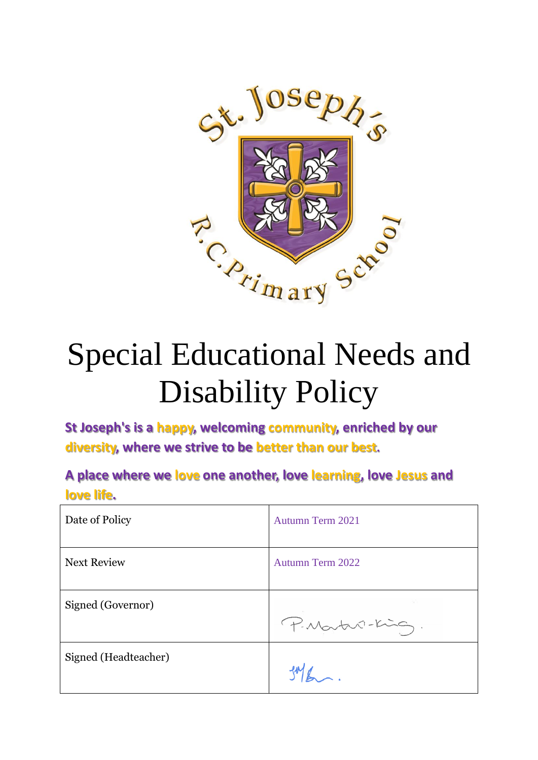# Special Educational Needs and Disability Policy

**St Joseph's is a happy, welcoming community, enriched by our diversity, where we strive to be better than our best.**

**A place where we love one another, love learning, love Jesus and love life.**

| Date of Policy | Autumn Term 2021 |
|---|---|
| Next Review | Autumn Term 2022 |
| Signed (Governor) | P.Martin-King. |
| Signed (Headteacher) | |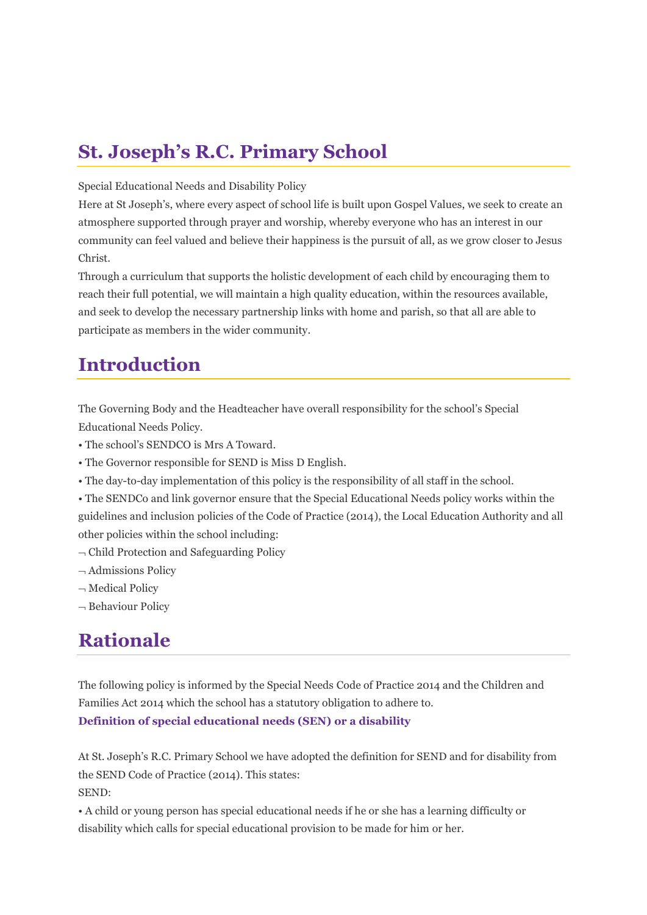## St. Joseph's R.C. Primary School

Special Educational Needs and Disability Policy

Here at St Joseph's, where every aspect of school life is built upon Gospel Values, we seek to create an atmosphere supported through prayer and worship, whereby everyone who has an interest in our community can feel valued and believe their happiness is the pursuit of all, as we grow closer to Jesus Christ.

Through a curriculum that supports the holistic development of each child by encouraging them to reach their full potential, we will maintain a high quality education, within the resources available, and seek to develop the necessary partnership links with home and parish, so that all are able to participate as members in the wider community.

## Introduction

The Governing Body and the Headteacher have overall responsibility for the school's Special Educational Needs Policy.

• The school's SENDCO is Mrs A Toward.

• The Governor responsible for SEND is Miss D English.

• The day-to-day implementation of this policy is the responsibility of all staff in the school.

• The SENDCo and link governor ensure that the Special Educational Needs policy works within the guidelines and inclusion policies of the Code of Practice (2014), the Local Education Authority and all other policies within the school including:

¬ Child Protection and Safeguarding Policy

¬ Admissions Policy

¬ Medical Policy

¬ Behaviour Policy

## Rationale

The following policy is informed by the Special Needs Code of Practice 2014 and the Children and Families Act 2014 which the school has a statutory obligation to adhere to.

**Definition of special educational needs (SEN) or a disability**

At St. Joseph's R.C. Primary School we have adopted the definition for SEND and for disability from the SEND Code of Practice (2014). This states:

SEND:

• A child or young person has special educational needs if he or she has a learning difficulty or disability which calls for special educational provision to be made for him or her.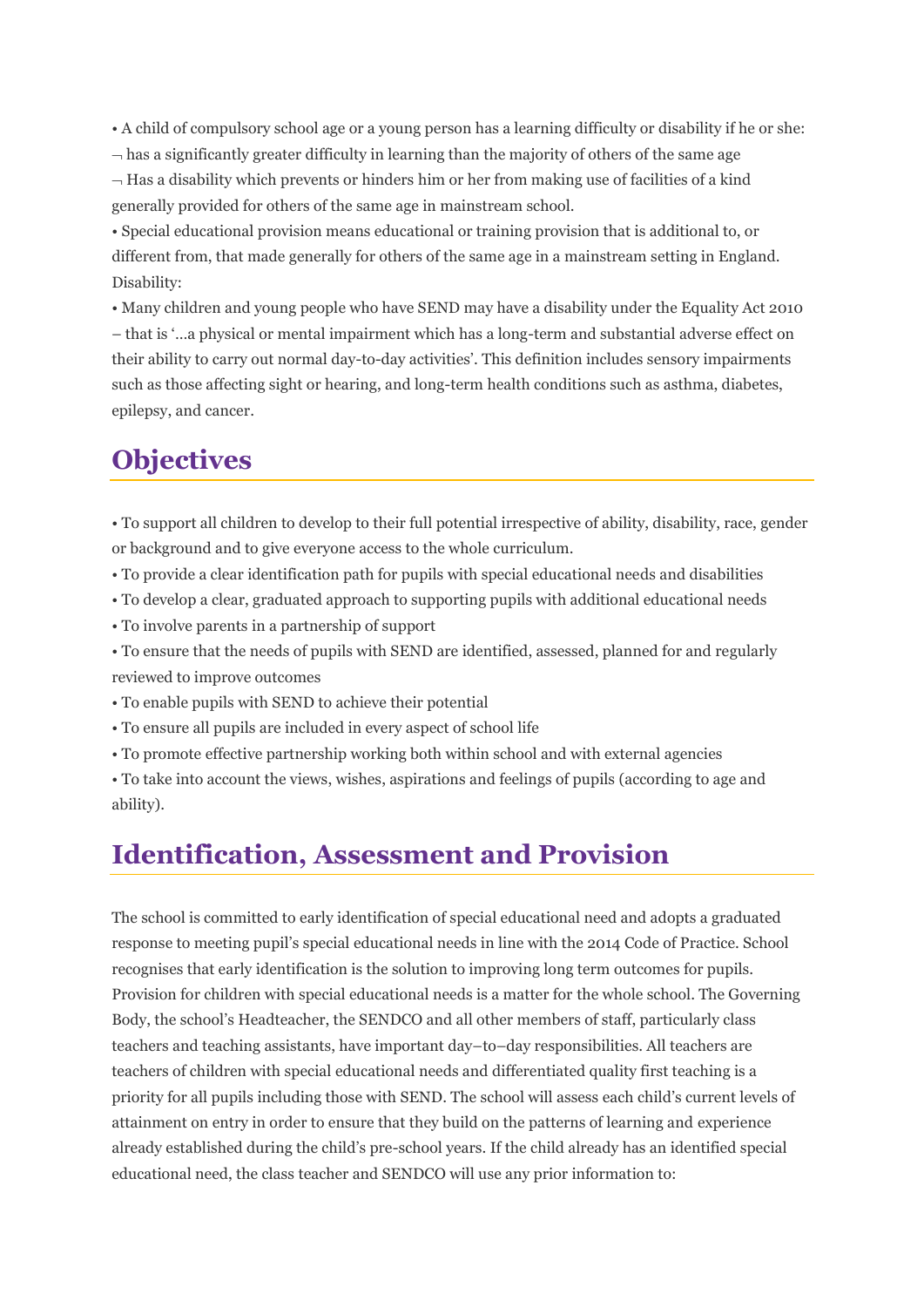- A child of compulsory school age or a young person has a learning difficulty or disability if he or she:
  - ¬ has a significantly greater difficulty in learning than the majority of others of the same age
  - ¬ Has a disability which prevents or hinders him or her from making use of facilities of a kind generally provided for others of the same age in mainstream school.
- Special educational provision means educational or training provision that is additional to, or different from, that made generally for others of the same age in a mainstream setting in England.

Disability:

- Many children and young people who have SEND may have a disability under the Equality Act 2010 – that is '…a physical or mental impairment which has a long-term and substantial adverse effect on their ability to carry out normal day-to-day activities'. This definition includes sensory impairments such as those affecting sight or hearing, and long-term health conditions such as asthma, diabetes, epilepsy, and cancer.

## Objectives

- To support all children to develop to their full potential irrespective of ability, disability, race, gender or background and to give everyone access to the whole curriculum.
- To provide a clear identification path for pupils with special educational needs and disabilities
- To develop a clear, graduated approach to supporting pupils with additional educational needs
- To involve parents in a partnership of support
- To ensure that the needs of pupils with SEND are identified, assessed, planned for and regularly reviewed to improve outcomes
- To enable pupils with SEND to achieve their potential
- To ensure all pupils are included in every aspect of school life
- To promote effective partnership working both within school and with external agencies
- To take into account the views, wishes, aspirations and feelings of pupils (according to age and ability).

## Identification, Assessment and Provision

The school is committed to early identification of special educational need and adopts a graduated response to meeting pupil's special educational needs in line with the 2014 Code of Practice. School recognises that early identification is the solution to improving long term outcomes for pupils. Provision for children with special educational needs is a matter for the whole school. The Governing Body, the school's Headteacher, the SENDCO and all other members of staff, particularly class teachers and teaching assistants, have important day–to–day responsibilities. All teachers are teachers of children with special educational needs and differentiated quality first teaching is a priority for all pupils including those with SEND. The school will assess each child's current levels of attainment on entry in order to ensure that they build on the patterns of learning and experience already established during the child's pre-school years. If the child already has an identified special educational need, the class teacher and SENDCO will use any prior information to: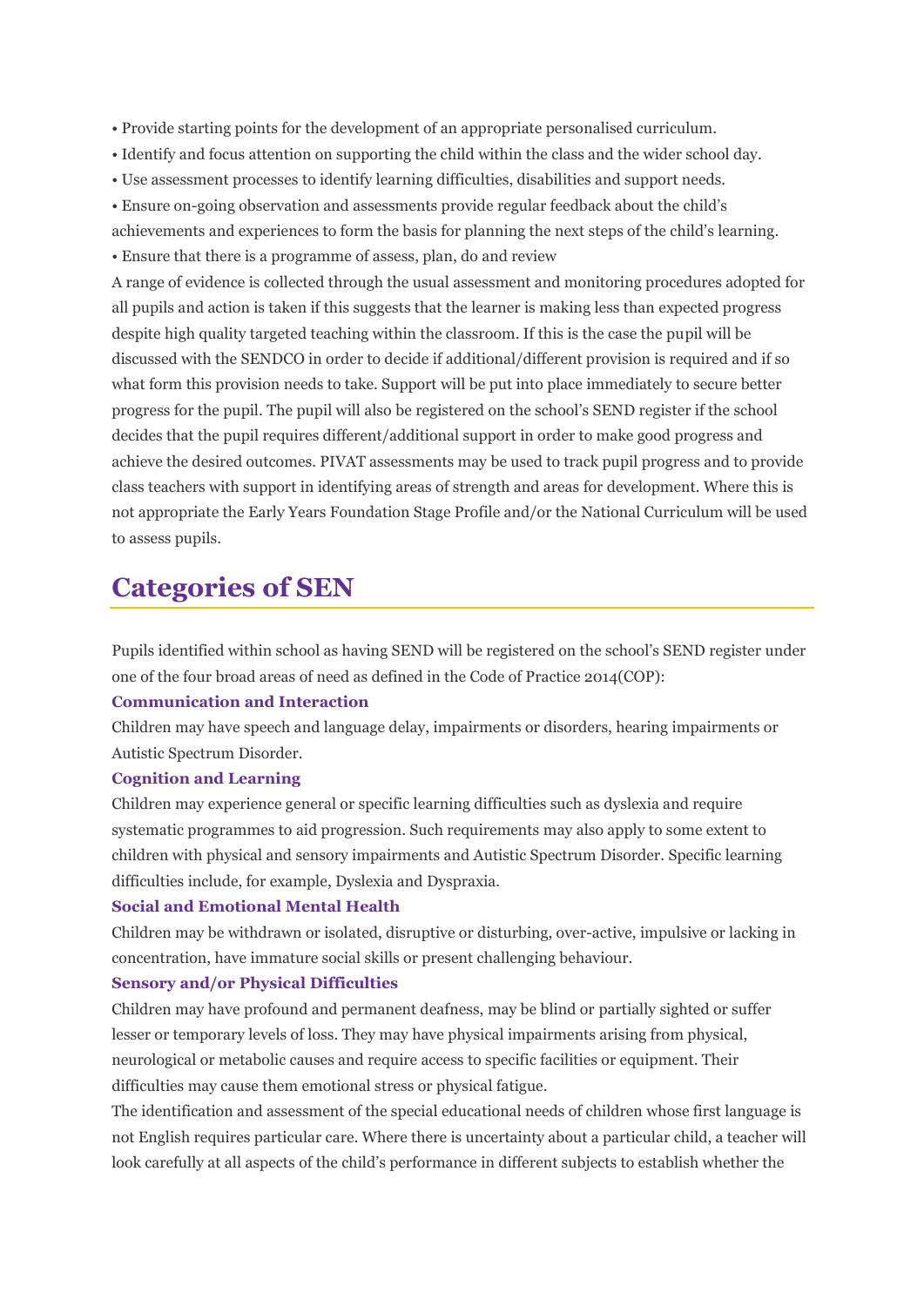- Provide starting points for the development of an appropriate personalised curriculum.
- Identify and focus attention on supporting the child within the class and the wider school day.
- Use assessment processes to identify learning difficulties, disabilities and support needs.
- Ensure on-going observation and assessments provide regular feedback about the child's achievements and experiences to form the basis for planning the next steps of the child's learning.
- Ensure that there is a programme of assess, plan, do and review

A range of evidence is collected through the usual assessment and monitoring procedures adopted for all pupils and action is taken if this suggests that the learner is making less than expected progress despite high quality targeted teaching within the classroom. If this is the case the pupil will be discussed with the SENDCO in order to decide if additional/different provision is required and if so what form this provision needs to take. Support will be put into place immediately to secure better progress for the pupil. The pupil will also be registered on the school's SEND register if the school decides that the pupil requires different/additional support in order to make good progress and achieve the desired outcomes. PIVAT assessments may be used to track pupil progress and to provide class teachers with support in identifying areas of strength and areas for development. Where this is not appropriate the Early Years Foundation Stage Profile and/or the National Curriculum will be used to assess pupils.

## Categories of SEN

Pupils identified within school as having SEND will be registered on the school's SEND register under one of the four broad areas of need as defined in the Code of Practice 2014(COP):

#### Communication and Interaction

Children may have speech and language delay, impairments or disorders, hearing impairments or Autistic Spectrum Disorder.

#### Cognition and Learning

Children may experience general or specific learning difficulties such as dyslexia and require systematic programmes to aid progression. Such requirements may also apply to some extent to children with physical and sensory impairments and Autistic Spectrum Disorder. Specific learning difficulties include, for example, Dyslexia and Dyspraxia.

#### Social and Emotional Mental Health

Children may be withdrawn or isolated, disruptive or disturbing, over-active, impulsive or lacking in concentration, have immature social skills or present challenging behaviour.

#### Sensory and/or Physical Difficulties

Children may have profound and permanent deafness, may be blind or partially sighted or suffer lesser or temporary levels of loss. They may have physical impairments arising from physical, neurological or metabolic causes and require access to specific facilities or equipment. Their difficulties may cause them emotional stress or physical fatigue.

The identification and assessment of the special educational needs of children whose first language is not English requires particular care. Where there is uncertainty about a particular child, a teacher will look carefully at all aspects of the child's performance in different subjects to establish whether the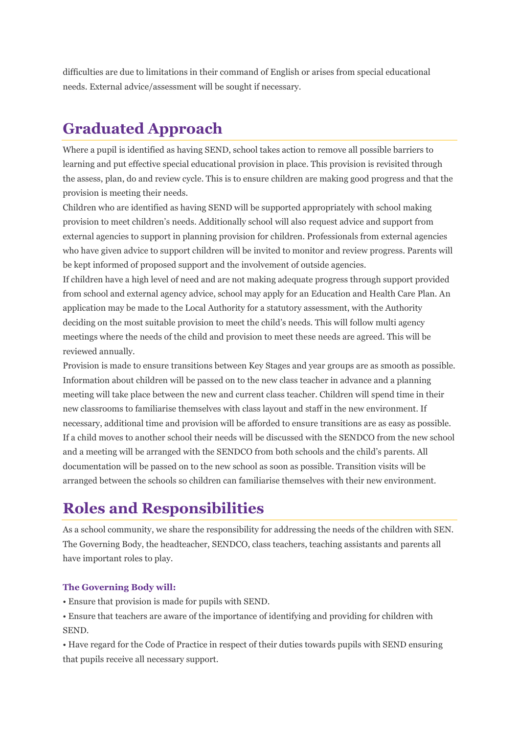difficulties are due to limitations in their command of English or arises from special educational needs. External advice/assessment will be sought if necessary.

## Graduated Approach

Where a pupil is identified as having SEND, school takes action to remove all possible barriers to learning and put effective special educational provision in place. This provision is revisited through the assess, plan, do and review cycle. This is to ensure children are making good progress and that the provision is meeting their needs.

Children who are identified as having SEND will be supported appropriately with school making provision to meet children's needs. Additionally school will also request advice and support from external agencies to support in planning provision for children. Professionals from external agencies who have given advice to support children will be invited to monitor and review progress. Parents will be kept informed of proposed support and the involvement of outside agencies.

If children have a high level of need and are not making adequate progress through support provided from school and external agency advice, school may apply for an Education and Health Care Plan. An application may be made to the Local Authority for a statutory assessment, with the Authority deciding on the most suitable provision to meet the child's needs. This will follow multi agency meetings where the needs of the child and provision to meet these needs are agreed. This will be reviewed annually.

Provision is made to ensure transitions between Key Stages and year groups are as smooth as possible. Information about children will be passed on to the new class teacher in advance and a planning meeting will take place between the new and current class teacher. Children will spend time in their new classrooms to familiarise themselves with class layout and staff in the new environment. If necessary, additional time and provision will be afforded to ensure transitions are as easy as possible. If a child moves to another school their needs will be discussed with the SENDCO from the new school and a meeting will be arranged with the SENDCO from both schools and the child's parents. All documentation will be passed on to the new school as soon as possible. Transition visits will be arranged between the schools so children can familiarise themselves with their new environment.

## Roles and Responsibilities

As a school community, we share the responsibility for addressing the needs of the children with SEN. The Governing Body, the headteacher, SENDCO, class teachers, teaching assistants and parents all have important roles to play.

#### The Governing Body will:

• Ensure that provision is made for pupils with SEND.

• Ensure that teachers are aware of the importance of identifying and providing for children with SEND.

• Have regard for the Code of Practice in respect of their duties towards pupils with SEND ensuring that pupils receive all necessary support.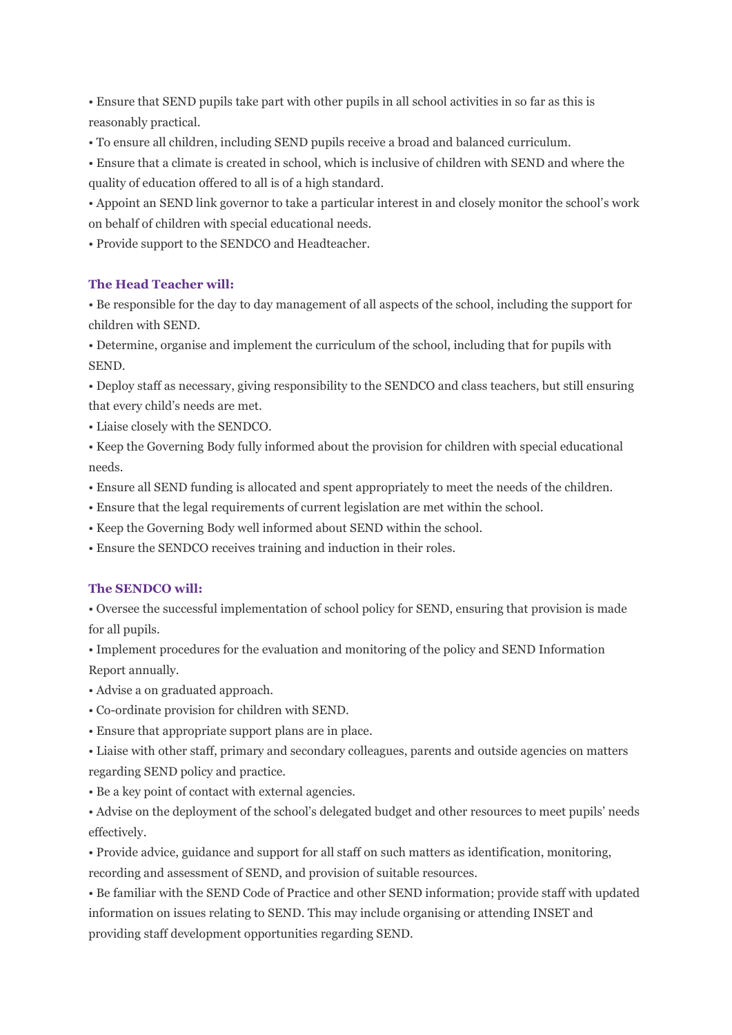- Ensure that SEND pupils take part with other pupils in all school activities in so far as this is reasonably practical.
- To ensure all children, including SEND pupils receive a broad and balanced curriculum.
- Ensure that a climate is created in school, which is inclusive of children with SEND and where the quality of education offered to all is of a high standard.
- Appoint an SEND link governor to take a particular interest in and closely monitor the school's work on behalf of children with special educational needs.
- Provide support to the SENDCO and Headteacher.

**The Head Teacher will:**

- Be responsible for the day to day management of all aspects of the school, including the support for children with SEND.
- Determine, organise and implement the curriculum of the school, including that for pupils with SEND.
- Deploy staff as necessary, giving responsibility to the SENDCO and class teachers, but still ensuring that every child's needs are met.
- Liaise closely with the SENDCO.
- Keep the Governing Body fully informed about the provision for children with special educational needs.
- Ensure all SEND funding is allocated and spent appropriately to meet the needs of the children.
- Ensure that the legal requirements of current legislation are met within the school.
- Keep the Governing Body well informed about SEND within the school.
- Ensure the SENDCO receives training and induction in their roles.

**The SENDCO will:**

- Oversee the successful implementation of school policy for SEND, ensuring that provision is made for all pupils.
- Implement procedures for the evaluation and monitoring of the policy and SEND Information Report annually.
- Advise a on graduated approach.
- Co-ordinate provision for children with SEND.
- Ensure that appropriate support plans are in place.
- Liaise with other staff, primary and secondary colleagues, parents and outside agencies on matters regarding SEND policy and practice.
- Be a key point of contact with external agencies.
- Advise on the deployment of the school's delegated budget and other resources to meet pupils' needs effectively.
- Provide advice, guidance and support for all staff on such matters as identification, monitoring, recording and assessment of SEND, and provision of suitable resources.
- Be familiar with the SEND Code of Practice and other SEND information; provide staff with updated information on issues relating to SEND. This may include organising or attending INSET and providing staff development opportunities regarding SEND.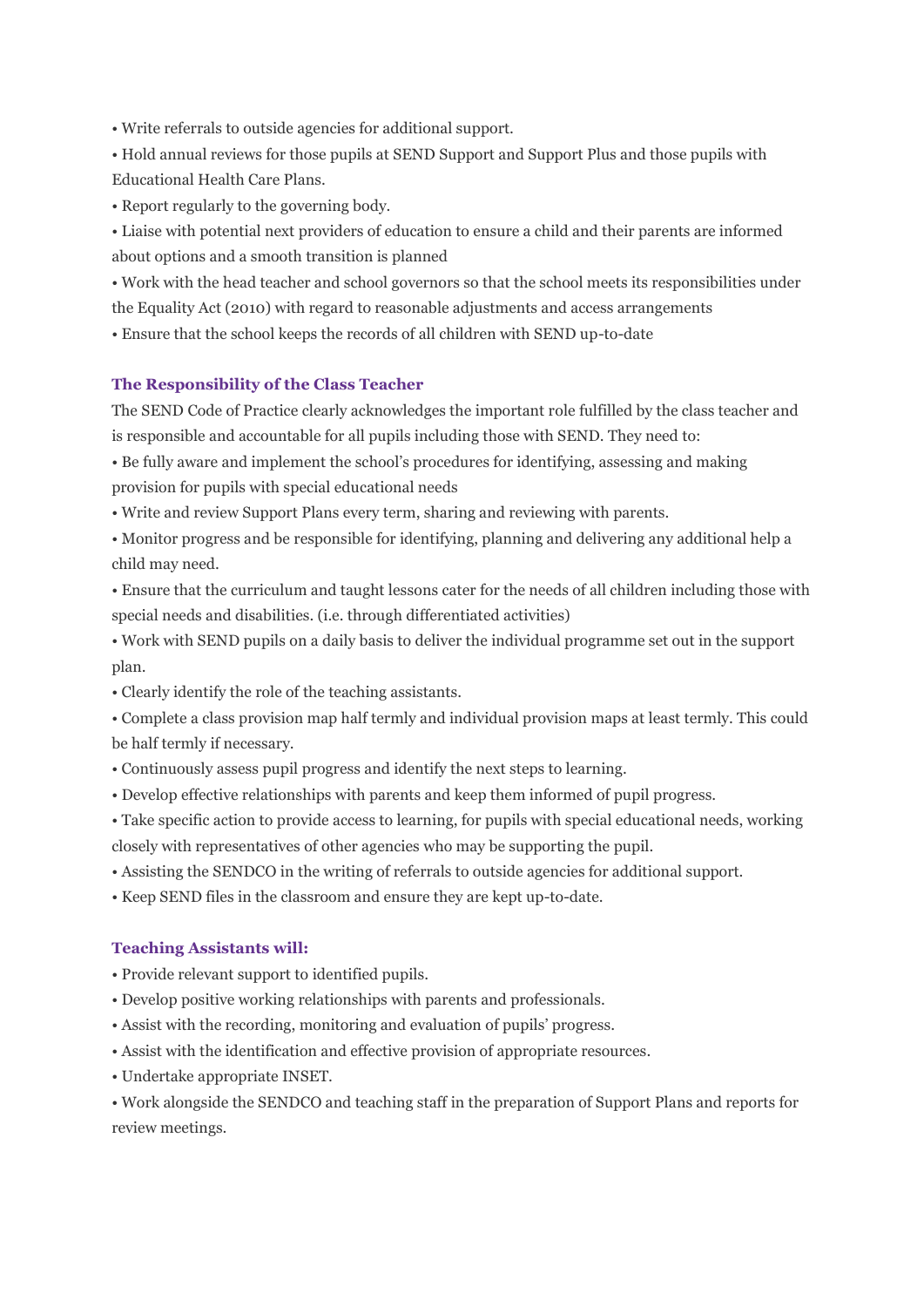• Write referrals to outside agencies for additional support.

• Hold annual reviews for those pupils at SEND Support and Support Plus and those pupils with Educational Health Care Plans.

• Report regularly to the governing body.

• Liaise with potential next providers of education to ensure a child and their parents are informed about options and a smooth transition is planned

• Work with the head teacher and school governors so that the school meets its responsibilities under the Equality Act (2010) with regard to reasonable adjustments and access arrangements

• Ensure that the school keeps the records of all children with SEND up-to-date

### The Responsibility of the Class Teacher

The SEND Code of Practice clearly acknowledges the important role fulfilled by the class teacher and is responsible and accountable for all pupils including those with SEND. They need to:

• Be fully aware and implement the school's procedures for identifying, assessing and making provision for pupils with special educational needs

• Write and review Support Plans every term, sharing and reviewing with parents.

• Monitor progress and be responsible for identifying, planning and delivering any additional help a child may need.

• Ensure that the curriculum and taught lessons cater for the needs of all children including those with special needs and disabilities. (i.e. through differentiated activities)

• Work with SEND pupils on a daily basis to deliver the individual programme set out in the support plan.

• Clearly identify the role of the teaching assistants.

• Complete a class provision map half termly and individual provision maps at least termly. This could be half termly if necessary.

• Continuously assess pupil progress and identify the next steps to learning.

• Develop effective relationships with parents and keep them informed of pupil progress.

• Take specific action to provide access to learning, for pupils with special educational needs, working closely with representatives of other agencies who may be supporting the pupil.

• Assisting the SENDCO in the writing of referrals to outside agencies for additional support.

• Keep SEND files in the classroom and ensure they are kept up-to-date.

### Teaching Assistants will:

• Provide relevant support to identified pupils.

• Develop positive working relationships with parents and professionals.

• Assist with the recording, monitoring and evaluation of pupils' progress.

• Assist with the identification and effective provision of appropriate resources.

• Undertake appropriate INSET.

• Work alongside the SENDCO and teaching staff in the preparation of Support Plans and reports for review meetings.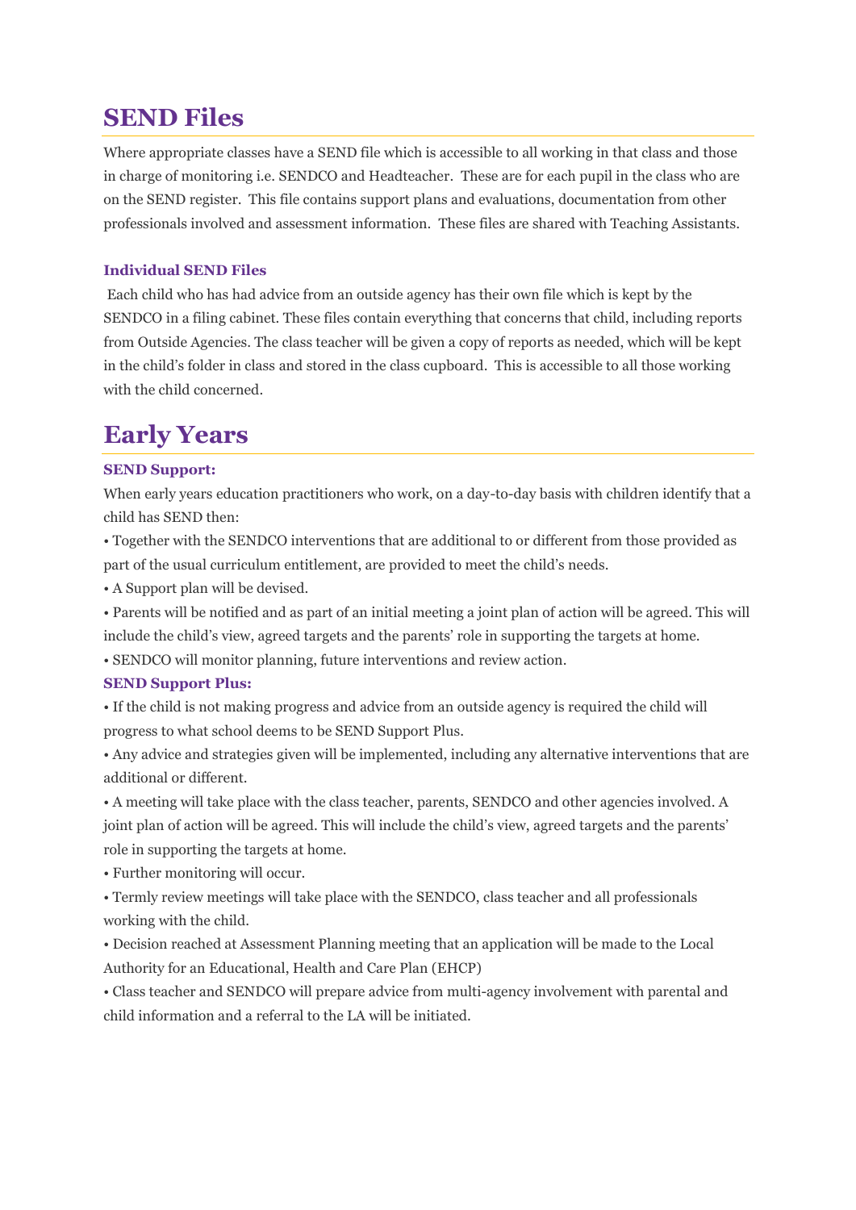## SEND Files

Where appropriate classes have a SEND file which is accessible to all working in that class and those in charge of monitoring i.e. SENDCO and Headteacher. These are for each pupil in the class who are on the SEND register. This file contains support plans and evaluations, documentation from other professionals involved and assessment information. These files are shared with Teaching Assistants.

### Individual SEND Files

Each child who has had advice from an outside agency has their own file which is kept by the SENDCO in a filing cabinet. These files contain everything that concerns that child, including reports from Outside Agencies. The class teacher will be given a copy of reports as needed, which will be kept in the child's folder in class and stored in the class cupboard. This is accessible to all those working with the child concerned.

## Early Years

### SEND Support:

When early years education practitioners who work, on a day-to-day basis with children identify that a child has SEND then:

• Together with the SENDCO interventions that are additional to or different from those provided as part of the usual curriculum entitlement, are provided to meet the child's needs.

• A Support plan will be devised.

• Parents will be notified and as part of an initial meeting a joint plan of action will be agreed. This will include the child's view, agreed targets and the parents' role in supporting the targets at home.

• SENDCO will monitor planning, future interventions and review action.

### SEND Support Plus:

• If the child is not making progress and advice from an outside agency is required the child will progress to what school deems to be SEND Support Plus.

• Any advice and strategies given will be implemented, including any alternative interventions that are additional or different.

• A meeting will take place with the class teacher, parents, SENDCO and other agencies involved. A joint plan of action will be agreed. This will include the child's view, agreed targets and the parents' role in supporting the targets at home.

• Further monitoring will occur.

• Termly review meetings will take place with the SENDCO, class teacher and all professionals working with the child.

• Decision reached at Assessment Planning meeting that an application will be made to the Local Authority for an Educational, Health and Care Plan (EHCP)

• Class teacher and SENDCO will prepare advice from multi-agency involvement with parental and child information and a referral to the LA will be initiated.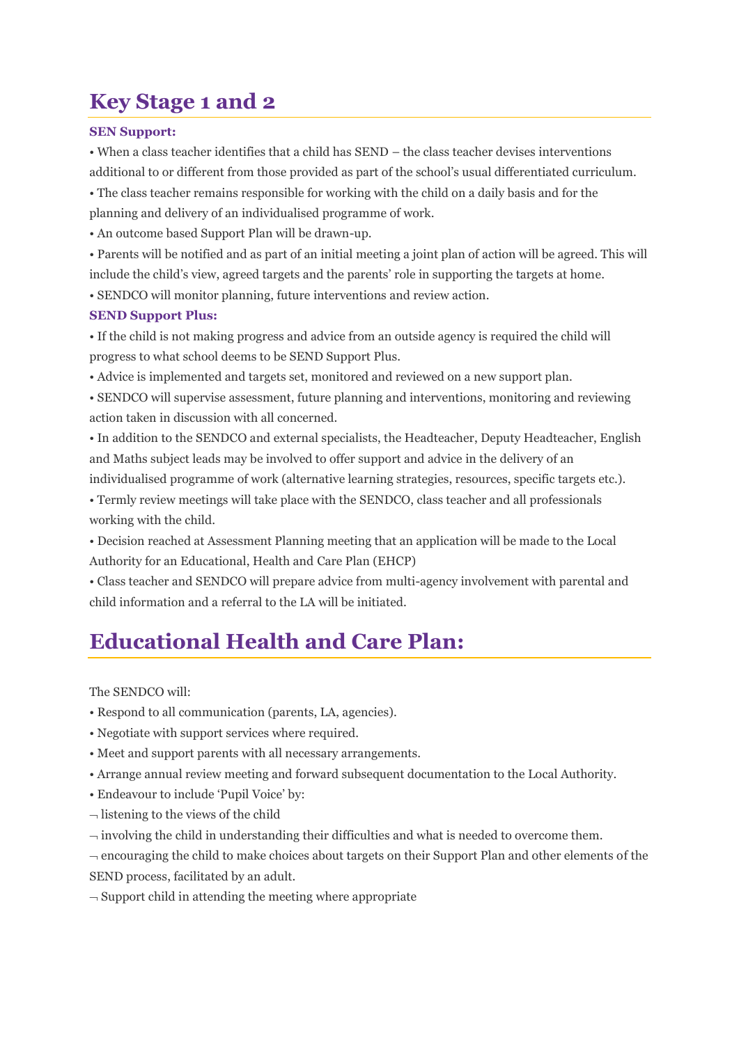## Key Stage 1 and 2

**SEN Support:**

- When a class teacher identifies that a child has SEND – the class teacher devises interventions additional to or different from those provided as part of the school's usual differentiated curriculum.
- The class teacher remains responsible for working with the child on a daily basis and for the planning and delivery of an individualised programme of work.
- An outcome based Support Plan will be drawn-up.
- Parents will be notified and as part of an initial meeting a joint plan of action will be agreed. This will include the child's view, agreed targets and the parents' role in supporting the targets at home.
- SENDCO will monitor planning, future interventions and review action.

**SEND Support Plus:**

- If the child is not making progress and advice from an outside agency is required the child will progress to what school deems to be SEND Support Plus.
- Advice is implemented and targets set, monitored and reviewed on a new support plan.
- SENDCO will supervise assessment, future planning and interventions, monitoring and reviewing action taken in discussion with all concerned.
- In addition to the SENDCO and external specialists, the Headteacher, Deputy Headteacher, English and Maths subject leads may be involved to offer support and advice in the delivery of an individualised programme of work (alternative learning strategies, resources, specific targets etc.).
- Termly review meetings will take place with the SENDCO, class teacher and all professionals working with the child.
- Decision reached at Assessment Planning meeting that an application will be made to the Local Authority for an Educational, Health and Care Plan (EHCP)
- Class teacher and SENDCO will prepare advice from multi-agency involvement with parental and child information and a referral to the LA will be initiated.

## Educational Health and Care Plan:

The SENDCO will:

- Respond to all communication (parents, LA, agencies).
- Negotiate with support services where required.
- Meet and support parents with all necessary arrangements.
- Arrange annual review meeting and forward subsequent documentation to the Local Authority.
- Endeavour to include 'Pupil Voice' by:
  - listening to the views of the child
  - involving the child in understanding their difficulties and what is needed to overcome them.
  - encouraging the child to make choices about targets on their Support Plan and other elements of the SEND process, facilitated by an adult.
  - Support child in attending the meeting where appropriate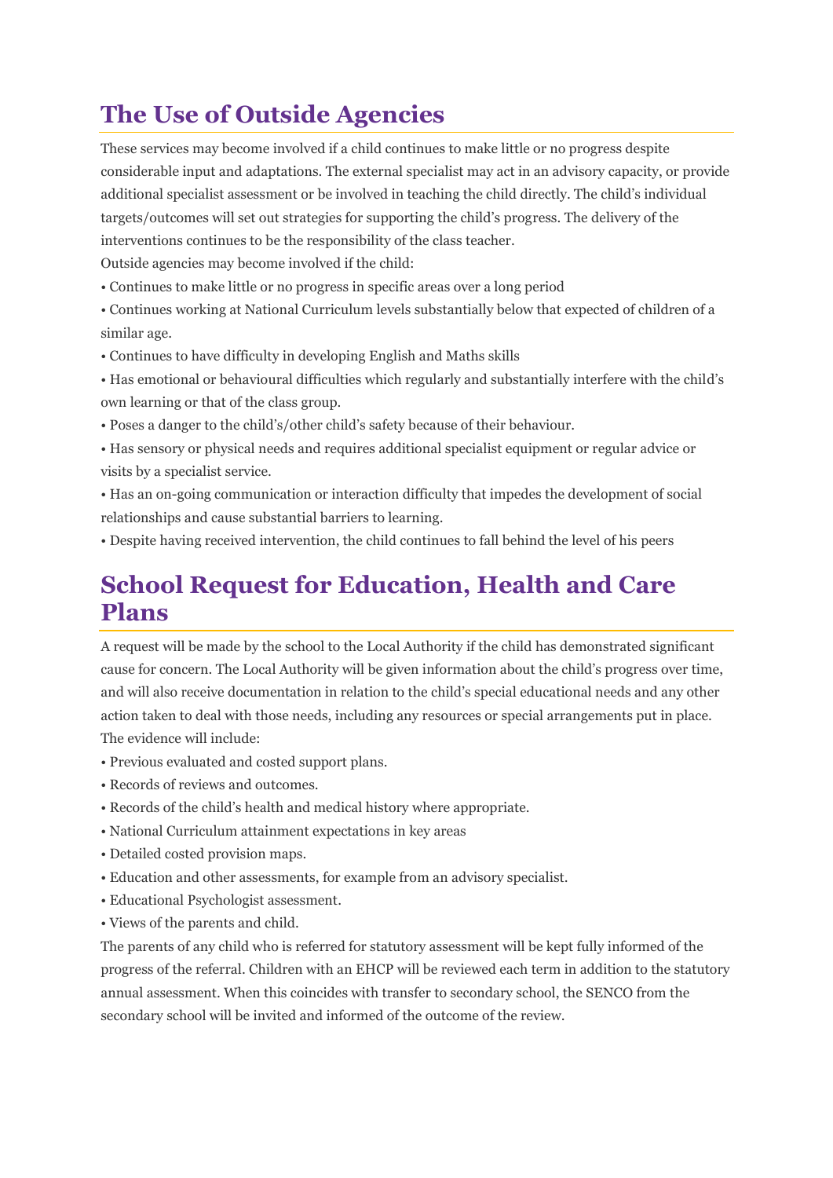## The Use of Outside Agencies

These services may become involved if a child continues to make little or no progress despite considerable input and adaptations. The external specialist may act in an advisory capacity, or provide additional specialist assessment or be involved in teaching the child directly. The child's individual targets/outcomes will set out strategies for supporting the child's progress. The delivery of the interventions continues to be the responsibility of the class teacher.

Outside agencies may become involved if the child:

- Continues to make little or no progress in specific areas over a long period
- Continues working at National Curriculum levels substantially below that expected of children of a similar age.
- Continues to have difficulty in developing English and Maths skills
- Has emotional or behavioural difficulties which regularly and substantially interfere with the child's own learning or that of the class group.
- Poses a danger to the child's/other child's safety because of their behaviour.
- Has sensory or physical needs and requires additional specialist equipment or regular advice or visits by a specialist service.
- Has an on-going communication or interaction difficulty that impedes the development of social relationships and cause substantial barriers to learning.
- Despite having received intervention, the child continues to fall behind the level of his peers

## School Request for Education, Health and Care Plans

A request will be made by the school to the Local Authority if the child has demonstrated significant cause for concern. The Local Authority will be given information about the child's progress over time, and will also receive documentation in relation to the child's special educational needs and any other action taken to deal with those needs, including any resources or special arrangements put in place. The evidence will include:

- Previous evaluated and costed support plans.
- Records of reviews and outcomes.
- Records of the child's health and medical history where appropriate.
- National Curriculum attainment expectations in key areas
- Detailed costed provision maps.
- Education and other assessments, for example from an advisory specialist.
- Educational Psychologist assessment.
- Views of the parents and child.

The parents of any child who is referred for statutory assessment will be kept fully informed of the progress of the referral. Children with an EHCP will be reviewed each term in addition to the statutory annual assessment. When this coincides with transfer to secondary school, the SENCO from the secondary school will be invited and informed of the outcome of the review.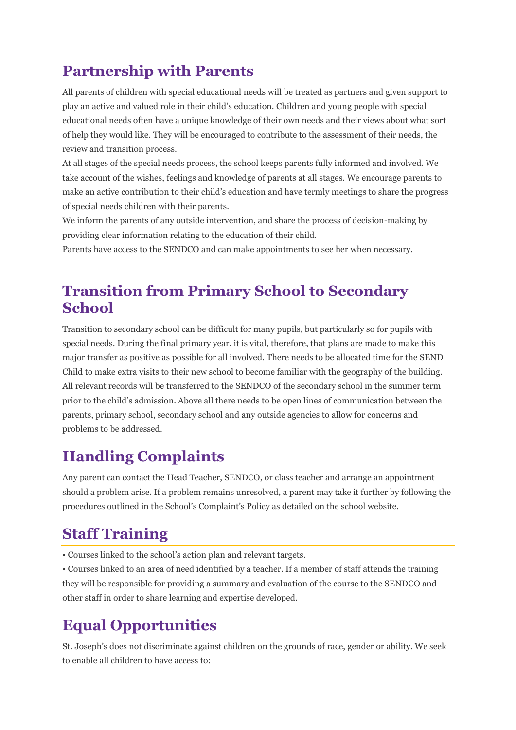## Partnership with Parents

All parents of children with special educational needs will be treated as partners and given support to play an active and valued role in their child's education. Children and young people with special educational needs often have a unique knowledge of their own needs and their views about what sort of help they would like. They will be encouraged to contribute to the assessment of their needs, the review and transition process.

At all stages of the special needs process, the school keeps parents fully informed and involved. We take account of the wishes, feelings and knowledge of parents at all stages. We encourage parents to make an active contribution to their child's education and have termly meetings to share the progress of special needs children with their parents.

We inform the parents of any outside intervention, and share the process of decision-making by providing clear information relating to the education of their child.

Parents have access to the SENDCO and can make appointments to see her when necessary.

## Transition from Primary School to Secondary School

Transition to secondary school can be difficult for many pupils, but particularly so for pupils with special needs. During the final primary year, it is vital, therefore, that plans are made to make this major transfer as positive as possible for all involved. There needs to be allocated time for the SEND Child to make extra visits to their new school to become familiar with the geography of the building. All relevant records will be transferred to the SENDCO of the secondary school in the summer term prior to the child's admission. Above all there needs to be open lines of communication between the parents, primary school, secondary school and any outside agencies to allow for concerns and problems to be addressed.

## Handling Complaints

Any parent can contact the Head Teacher, SENDCO, or class teacher and arrange an appointment should a problem arise. If a problem remains unresolved, a parent may take it further by following the procedures outlined in the School's Complaint's Policy as detailed on the school website.

## Staff Training

- Courses linked to the school's action plan and relevant targets.
- Courses linked to an area of need identified by a teacher. If a member of staff attends the training they will be responsible for providing a summary and evaluation of the course to the SENDCO and other staff in order to share learning and expertise developed.

## Equal Opportunities

St. Joseph's does not discriminate against children on the grounds of race, gender or ability. We seek to enable all children to have access to: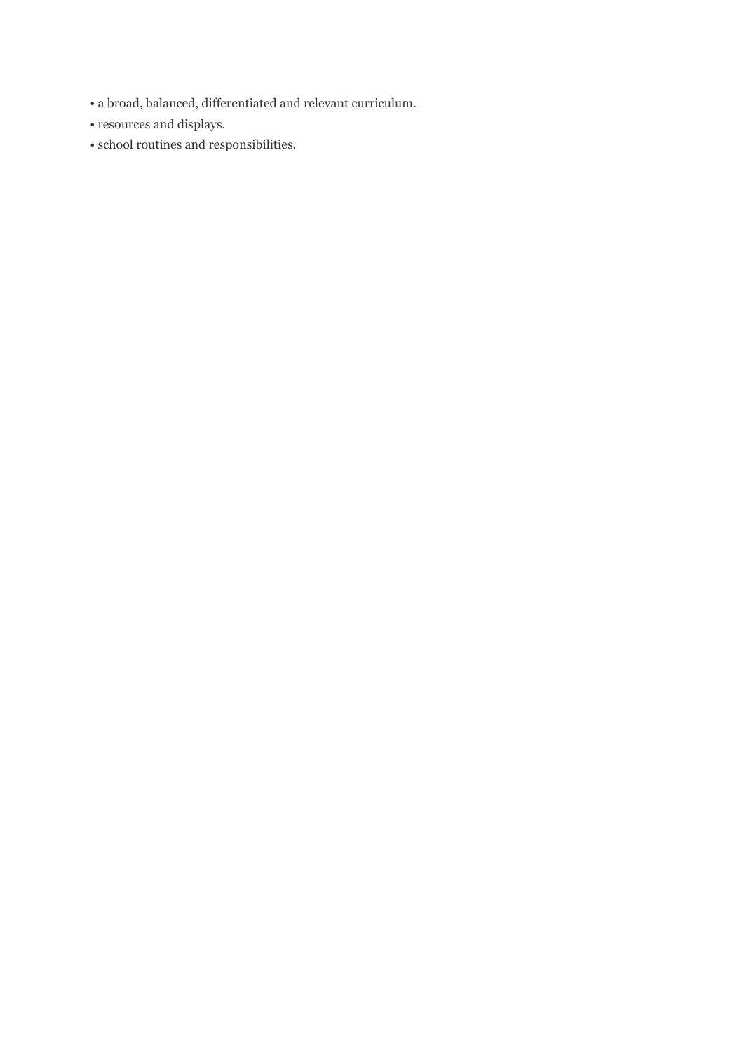- a broad, balanced, differentiated and relevant curriculum.
- resources and displays.
- school routines and responsibilities.